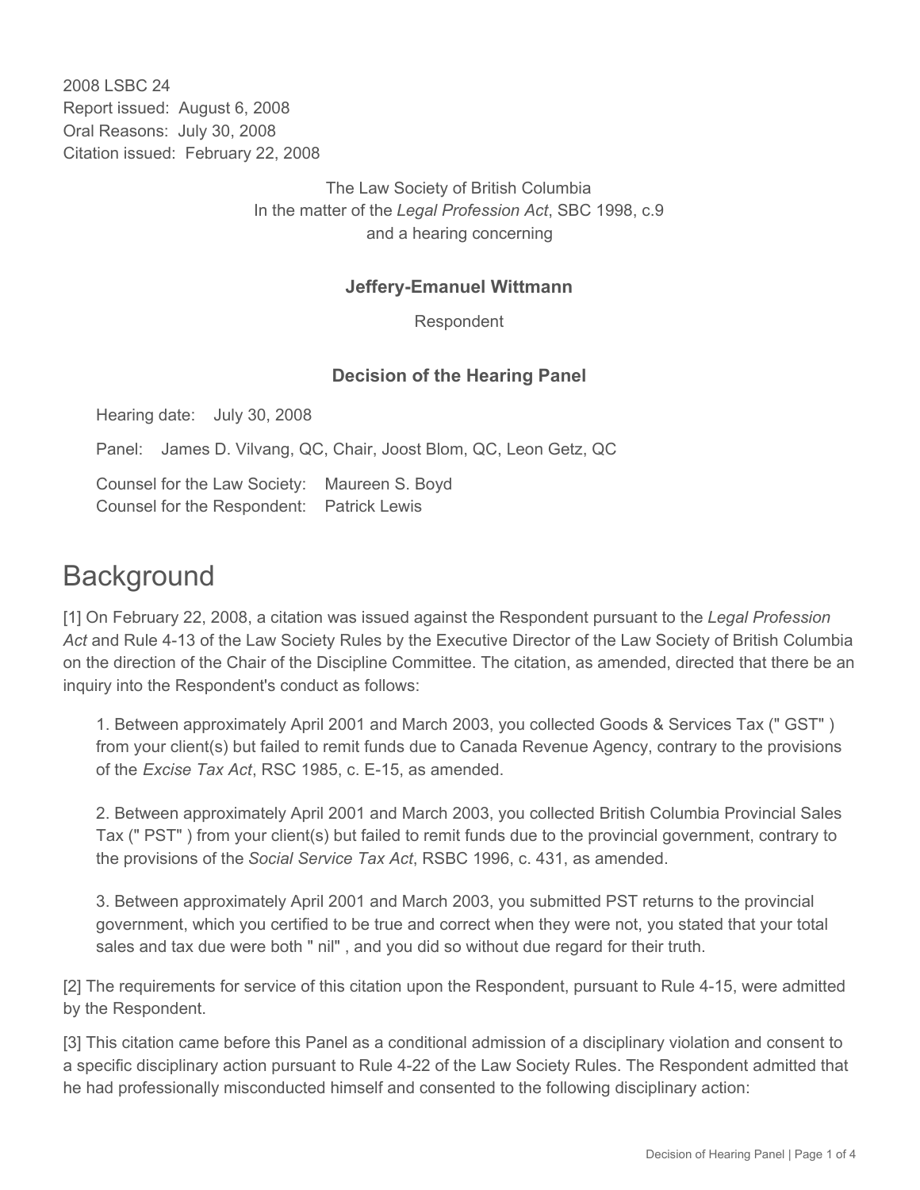2008 LSBC 24
Report issued: August 6, 2008
Oral Reasons: July 30, 2008
Citation issued: February 22, 2008

The Law Society of British Columbia
In the matter of the *Legal Profession Act*, SBC 1998, c.9
and a hearing concerning

**Jeffery-Emanuel Wittmann**

Respondent

**Decision of the Hearing Panel**

Hearing date: July 30, 2008

Panel: James D. Vilvang, QC, Chair, Joost Blom, QC, Leon Getz, QC

Counsel for the Law Society: Maureen S. Boyd
Counsel for the Respondent: Patrick Lewis

# Background

[1] On February 22, 2008, a citation was issued against the Respondent pursuant to the *Legal Profession Act* and Rule 4-13 of the Law Society Rules by the Executive Director of the Law Society of British Columbia on the direction of the Chair of the Discipline Committee. The citation, as amended, directed that there be an inquiry into the Respondent's conduct as follows:

> 1. Between approximately April 2001 and March 2003, you collected Goods & Services Tax (" GST" ) from your client(s) but failed to remit funds due to Canada Revenue Agency, contrary to the provisions of the *Excise Tax Act*, RSC 1985, c. E-15, as amended.
>
> 2. Between approximately April 2001 and March 2003, you collected British Columbia Provincial Sales Tax (" PST" ) from your client(s) but failed to remit funds due to the provincial government, contrary to the provisions of the *Social Service Tax Act*, RSBC 1996, c. 431, as amended.
>
> 3. Between approximately April 2001 and March 2003, you submitted PST returns to the provincial government, which you certified to be true and correct when they were not, you stated that your total sales and tax due were both " nil" , and you did so without due regard for their truth.

[2] The requirements for service of this citation upon the Respondent, pursuant to Rule 4-15, were admitted by the Respondent.

[3] This citation came before this Panel as a conditional admission of a disciplinary violation and consent to a specific disciplinary action pursuant to Rule 4-22 of the Law Society Rules. The Respondent admitted that he had professionally misconducted himself and consented to the following disciplinary action: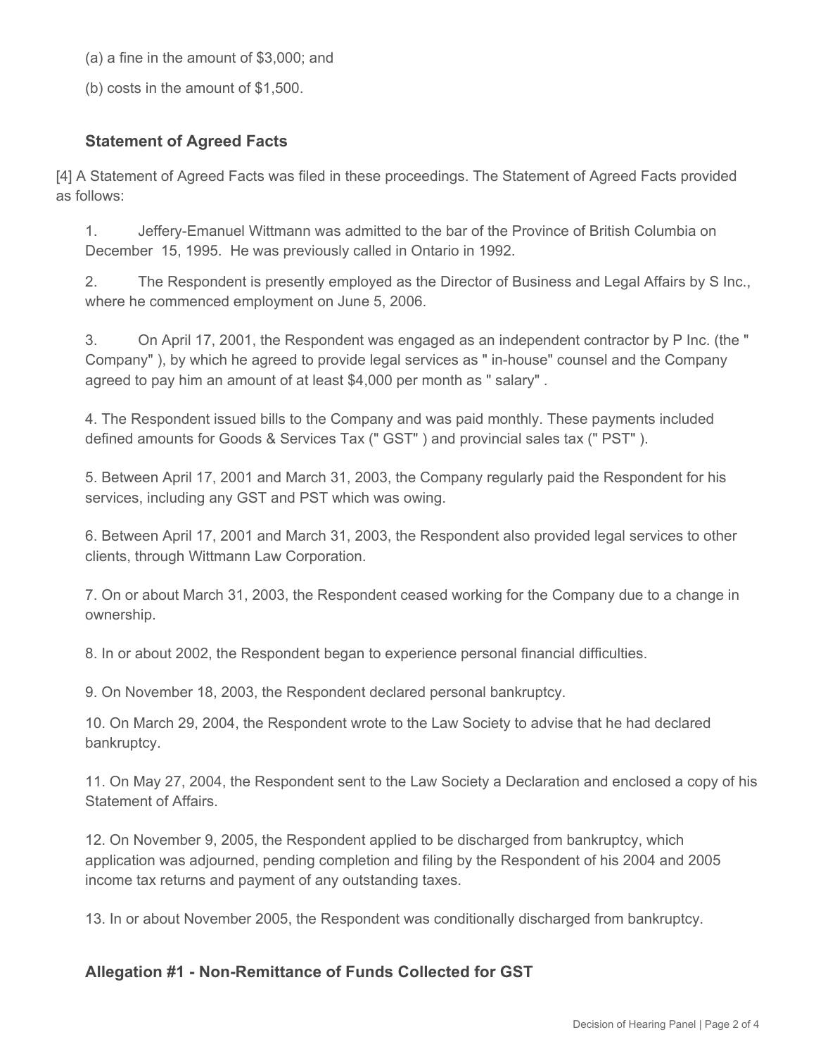(a) a fine in the amount of $3,000; and

(b) costs in the amount of $1,500.

### Statement of Agreed Facts

[4] A Statement of Agreed Facts was filed in these proceedings. The Statement of Agreed Facts provided as follows:

1. Jeffery-Emanuel Wittmann was admitted to the bar of the Province of British Columbia on December 15, 1995. He was previously called in Ontario in 1992.

2. The Respondent is presently employed as the Director of Business and Legal Affairs by S Inc., where he commenced employment on June 5, 2006.

3. On April 17, 2001, the Respondent was engaged as an independent contractor by P Inc. (the " Company" ), by which he agreed to provide legal services as " in-house" counsel and the Company agreed to pay him an amount of at least $4,000 per month as " salary" .

4. The Respondent issued bills to the Company and was paid monthly. These payments included defined amounts for Goods & Services Tax (" GST" ) and provincial sales tax (" PST" ).

5. Between April 17, 2001 and March 31, 2003, the Company regularly paid the Respondent for his services, including any GST and PST which was owing.

6. Between April 17, 2001 and March 31, 2003, the Respondent also provided legal services to other clients, through Wittmann Law Corporation.

7. On or about March 31, 2003, the Respondent ceased working for the Company due to a change in ownership.

8. In or about 2002, the Respondent began to experience personal financial difficulties.

9. On November 18, 2003, the Respondent declared personal bankruptcy.

10. On March 29, 2004, the Respondent wrote to the Law Society to advise that he had declared bankruptcy.

11. On May 27, 2004, the Respondent sent to the Law Society a Declaration and enclosed a copy of his Statement of Affairs.

12. On November 9, 2005, the Respondent applied to be discharged from bankruptcy, which application was adjourned, pending completion and filing by the Respondent of his 2004 and 2005 income tax returns and payment of any outstanding taxes.

13. In or about November 2005, the Respondent was conditionally discharged from bankruptcy.

### Allegation #1 - Non-Remittance of Funds Collected for GST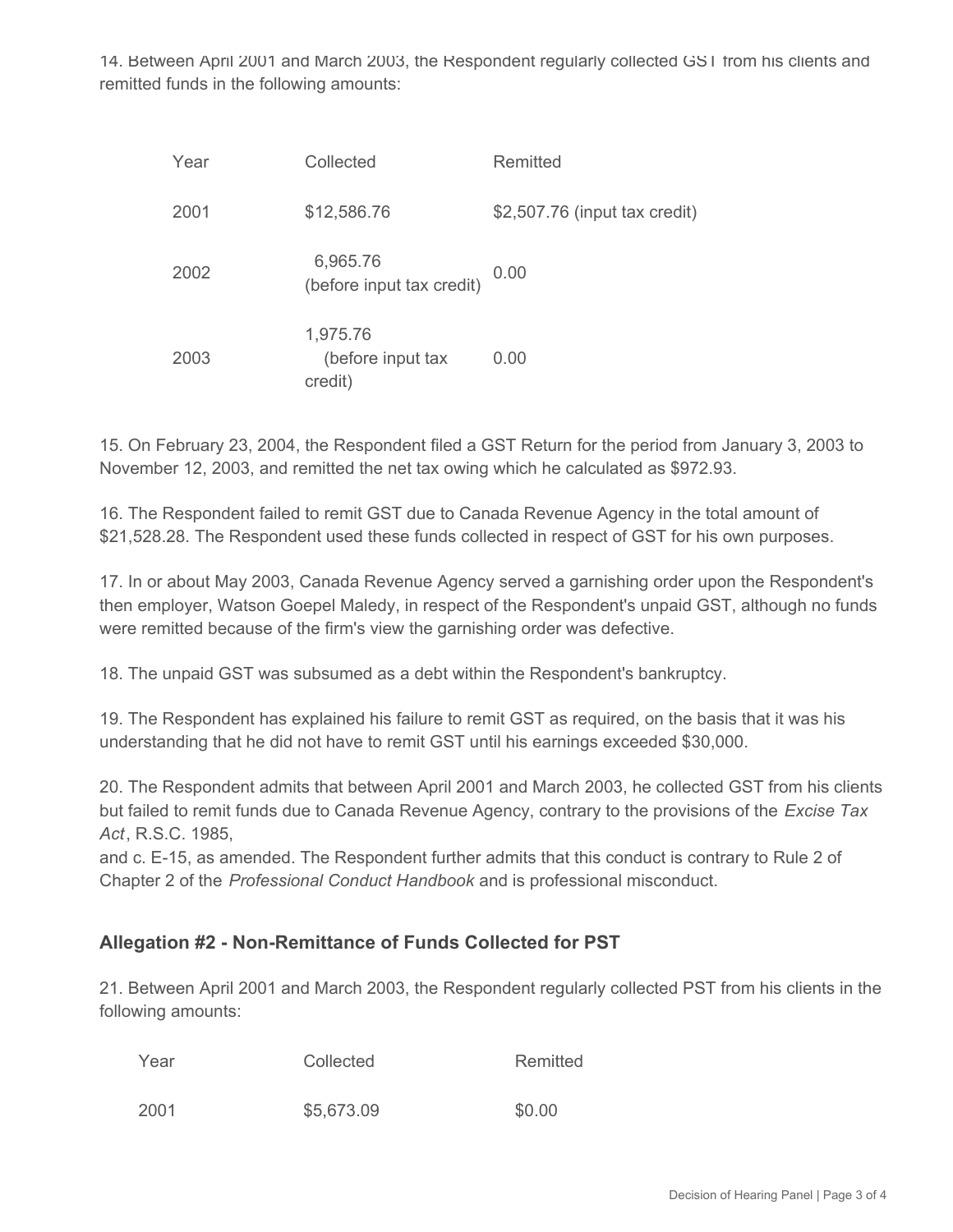14. Between April 2001 and March 2003, the Respondent regularly collected GST from his clients and remitted funds in the following amounts:

| Year | Collected | Remitted |
| --- | --- | --- |
| 2001 | $12,586.76 | $2,507.76 (input tax credit) |
| 2002 | 6,965.76 (before input tax credit) | 0.00 |
| 2003 | 1,975.76 (before input tax credit) | 0.00 |

15. On February 23, 2004, the Respondent filed a GST Return for the period from January 3, 2003 to November 12, 2003, and remitted the net tax owing which he calculated as $972.93.

16. The Respondent failed to remit GST due to Canada Revenue Agency in the total amount of $21,528.28. The Respondent used these funds collected in respect of GST for his own purposes.

17. In or about May 2003, Canada Revenue Agency served a garnishing order upon the Respondent's then employer, Watson Goepel Maledy, in respect of the Respondent's unpaid GST, although no funds were remitted because of the firm's view the garnishing order was defective.

18. The unpaid GST was subsumed as a debt within the Respondent's bankruptcy.

19. The Respondent has explained his failure to remit GST as required, on the basis that it was his understanding that he did not have to remit GST until his earnings exceeded $30,000.

20. The Respondent admits that between April 2001 and March 2003, he collected GST from his clients but failed to remit funds due to Canada Revenue Agency, contrary to the provisions of the *Excise Tax Act*, R.S.C. 1985,
and c. E-15, as amended. The Respondent further admits that this conduct is contrary to Rule 2 of Chapter 2 of the *Professional Conduct Handbook* and is professional misconduct.

### Allegation #2 - Non-Remittance of Funds Collected for PST

21. Between April 2001 and March 2003, the Respondent regularly collected PST from his clients in the following amounts:

| Year | Collected | Remitted |
| --- | --- | --- |
| 2001 | $5,673.09 | $0.00 |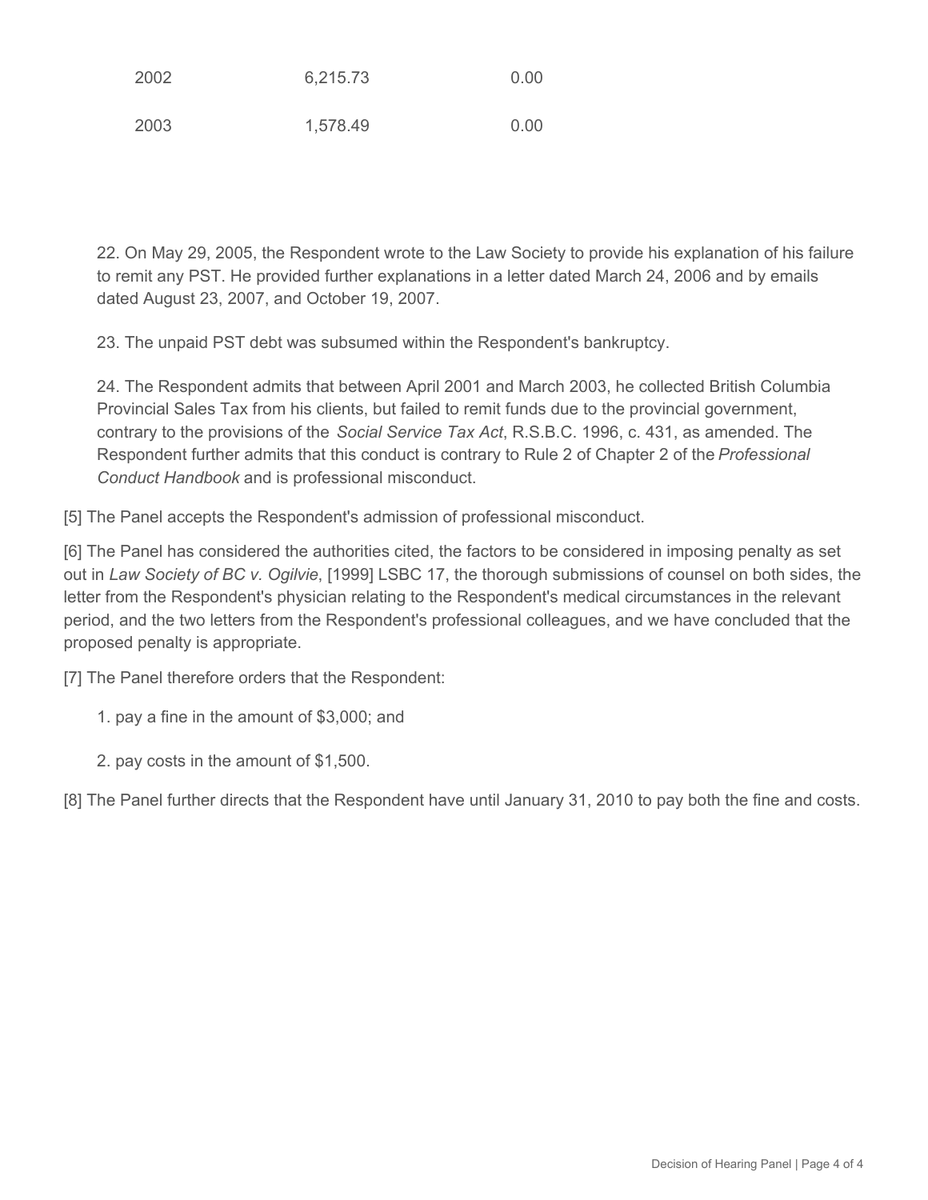| | | |
|---|---|---|
| 2002 | 6,215.73 | 0.00 |
| 2003 | 1,578.49 | 0.00 |

22. On May 29, 2005, the Respondent wrote to the Law Society to provide his explanation of his failure to remit any PST. He provided further explanations in a letter dated March 24, 2006 and by emails dated August 23, 2007, and October 19, 2007.

23. The unpaid PST debt was subsumed within the Respondent's bankruptcy.

24. The Respondent admits that between April 2001 and March 2003, he collected British Columbia Provincial Sales Tax from his clients, but failed to remit funds due to the provincial government, contrary to the provisions of the *Social Service Tax Act*, R.S.B.C. 1996, c. 431, as amended. The Respondent further admits that this conduct is contrary to Rule 2 of Chapter 2 of the *Professional Conduct Handbook* and is professional misconduct.

[5] The Panel accepts the Respondent's admission of professional misconduct.

[6] The Panel has considered the authorities cited, the factors to be considered in imposing penalty as set out in *Law Society of BC v. Ogilvie*, [1999] LSBC 17, the thorough submissions of counsel on both sides, the letter from the Respondent's physician relating to the Respondent's medical circumstances in the relevant period, and the two letters from the Respondent's professional colleagues, and we have concluded that the proposed penalty is appropriate.

[7] The Panel therefore orders that the Respondent:

1. pay a fine in the amount of $3,000; and

2. pay costs in the amount of $1,500.

[8] The Panel further directs that the Respondent have until January 31, 2010 to pay both the fine and costs.